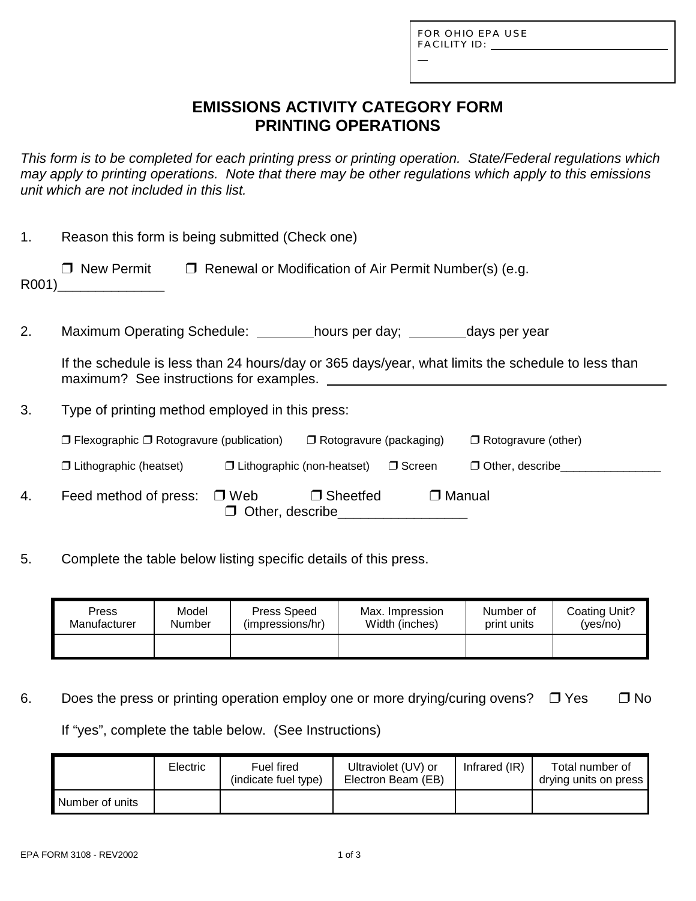FOR OHIO EPA USE
FACILITY ID: ______________________________

# EMISSIONS ACTIVITY CATEGORY FORM
# PRINTING OPERATIONS

*This form is to be completed for each printing press or printing operation. State/Federal regulations which may apply to printing operations. Note that there may be other regulations which apply to this emissions unit which are not included in this list.*

1. Reason this form is being submitted (Check one)

   ❒ New Permit ❒ Renewal or Modification of Air Permit Number(s) (e.g. R001)______________

2. Maximum Operating Schedule: ________hours per day; ________days per year

   If the schedule is less than 24 hours/day or 365 days/year, what limits the schedule to less than maximum? See instructions for examples. ______________________________________________

3. Type of printing method employed in this press:

   ❒ Flexographic ❒ Rotogravure (publication) ❒ Rotogravure (packaging) ❒ Rotogravure (other)

   ❒ Lithographic (heatset) ❒ Lithographic (non-heatset) ❒ Screen ❒ Other, describe________________

4. Feed method of press: ❒ Web ❒ Sheetfed ❒ Manual
   ❒ Other, describe_________________

5. Complete the table below listing specific details of this press.

| Press Manufacturer | Model Number | Press Speed (impressions/hr) | Max. Impression Width (inches) | Number of print units | Coating Unit? (yes/no) |
|---|---|---|---|---|---|
| | | | | | |

6. Does the press or printing operation employ one or more drying/curing ovens? ❒ Yes ❒ No

   If "yes", complete the table below. (See Instructions)

| | Electric | Fuel fired (indicate fuel type) | Ultraviolet (UV) or Electron Beam (EB) | Infrared (IR) | Total number of drying units on press |
|---|---|---|---|---|---|
| Number of units | | | | | |

EPA FORM 3108 - REV2002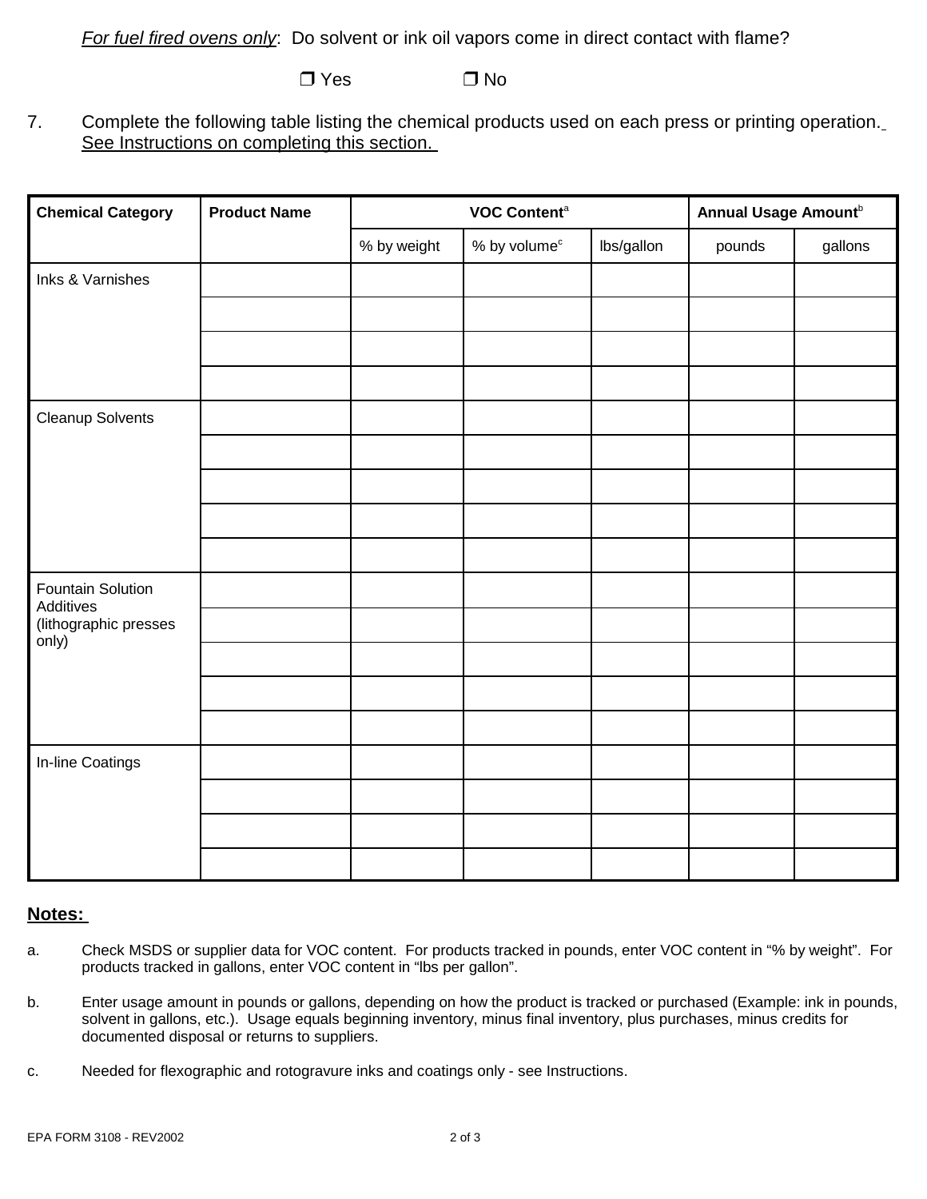*For fuel fired ovens only*: Do solvent or ink oil vapors come in direct contact with flame?

❒ Yes ❒ No

7. Complete the following table listing the chemical products used on each press or printing operation. See Instructions on completing this section.

| Chemical Category | Product Name | VOC Content[a] | | | Annual Usage Amount[b] | |
|---|---|---|---|---|---|---|
| | | % by weight | % by volume[c] | lbs/gallon | pounds | gallons |
| Inks & Varnishes | | | | | | |
| | | | | | | |
| | | | | | | |
| | | | | | | |
| Cleanup Solvents | | | | | | |
| | | | | | | |
| | | | | | | |
| | | | | | | |
| | | | | | | |
| Fountain Solution Additives (lithographic presses only) | | | | | | |
| | | | | | | |
| | | | | | | |
| | | | | | | |
| | | | | | | |
| In-line Coatings | | | | | | |
| | | | | | | |
| | | | | | | |
| | | | | | | |

**Notes:**

a. Check MSDS or supplier data for VOC content. For products tracked in pounds, enter VOC content in "% by weight". For products tracked in gallons, enter VOC content in "lbs per gallon".

b. Enter usage amount in pounds or gallons, depending on how the product is tracked or purchased (Example: ink in pounds, solvent in gallons, etc.). Usage equals beginning inventory, minus final inventory, plus purchases, minus credits for documented disposal or returns to suppliers.

c. Needed for flexographic and rotogravure inks and coatings only - see Instructions.

EPA FORM 3108 - REV2002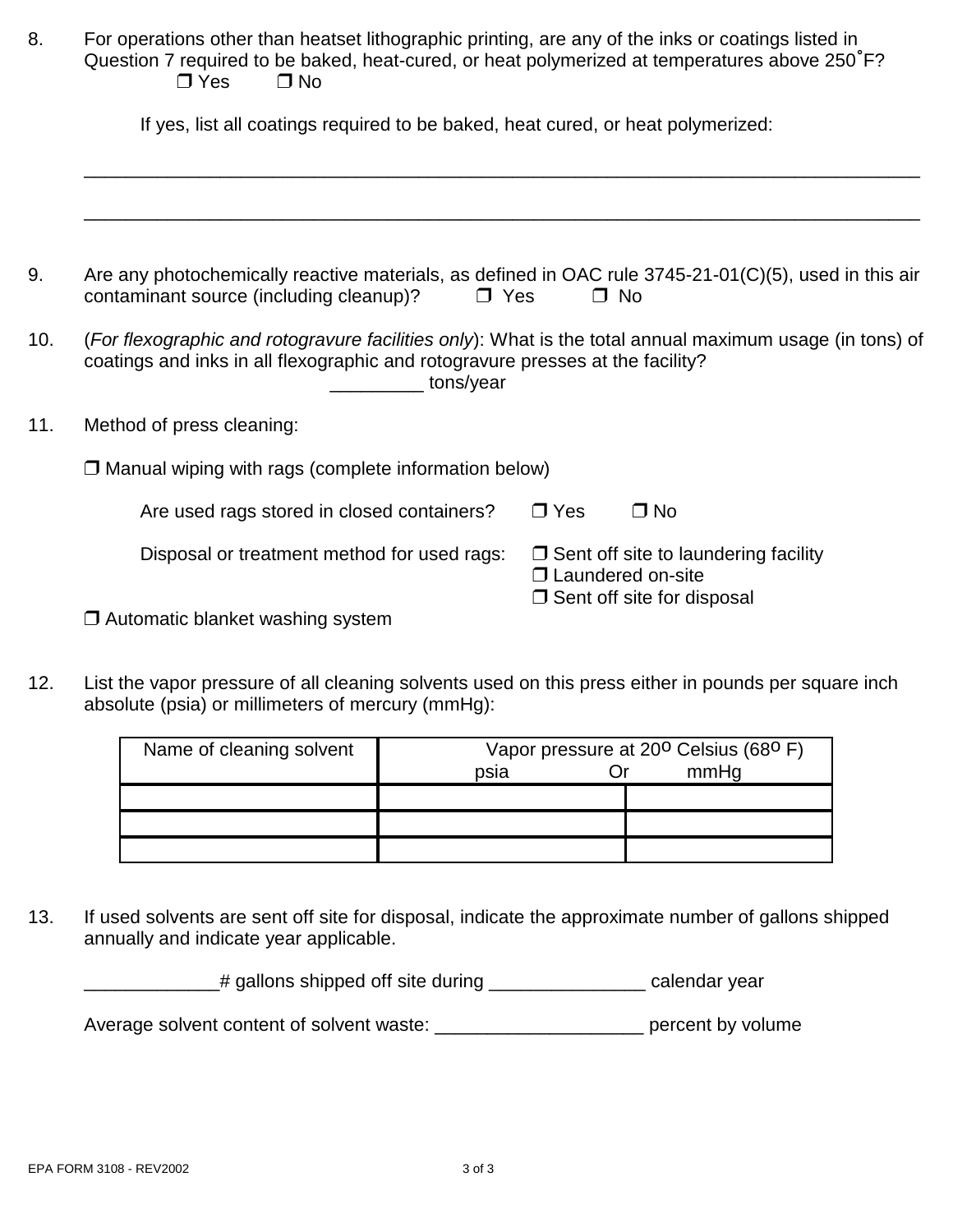8. For operations other than heatset lithographic printing, are any of the inks or coatings listed in Question 7 required to be baked, heat-cured, or heat polymerized at temperatures above 250˚F?
   ❒ Yes ❒ No

   If yes, list all coatings required to be baked, heat cured, or heat polymerized:

   ______________________________________________________________________________

   ______________________________________________________________________________

9. Are any photochemically reactive materials, as defined in OAC rule 3745-21-01(C)(5), used in this air contaminant source (including cleanup)? ❒ Yes ❒ No

10. (*For flexographic and rotogravure facilities only*): What is the total annual maximum usage (in tons) of coatings and inks in all flexographic and rotogravure presses at the facility?
    _________ tons/year

11. Method of press cleaning:

    ❒ Manual wiping with rags (complete information below)

    Are used rags stored in closed containers? ❒ Yes ❒ No

    Disposal or treatment method for used rags:
    ❒ Sent off site to laundering facility
    ❒ Laundered on-site
    ❒ Sent off site for disposal

    ❒ Automatic blanket washing system

12. List the vapor pressure of all cleaning solvents used on this press either in pounds per square inch absolute (psia) or millimeters of mercury (mmHg):

| Name of cleaning solvent | Vapor pressure at 20º Celsius (68º F) psia | Or mmHg |
|---|---|---|
| | | |
| | | |
| | | |

13. If used solvents are sent off site for disposal, indicate the approximate number of gallons shipped annually and indicate year applicable.

    _____________# gallons shipped off site during _______________ calendar year

    Average solvent content of solvent waste: ____________________ percent by volume

EPA FORM 3108 - REV2002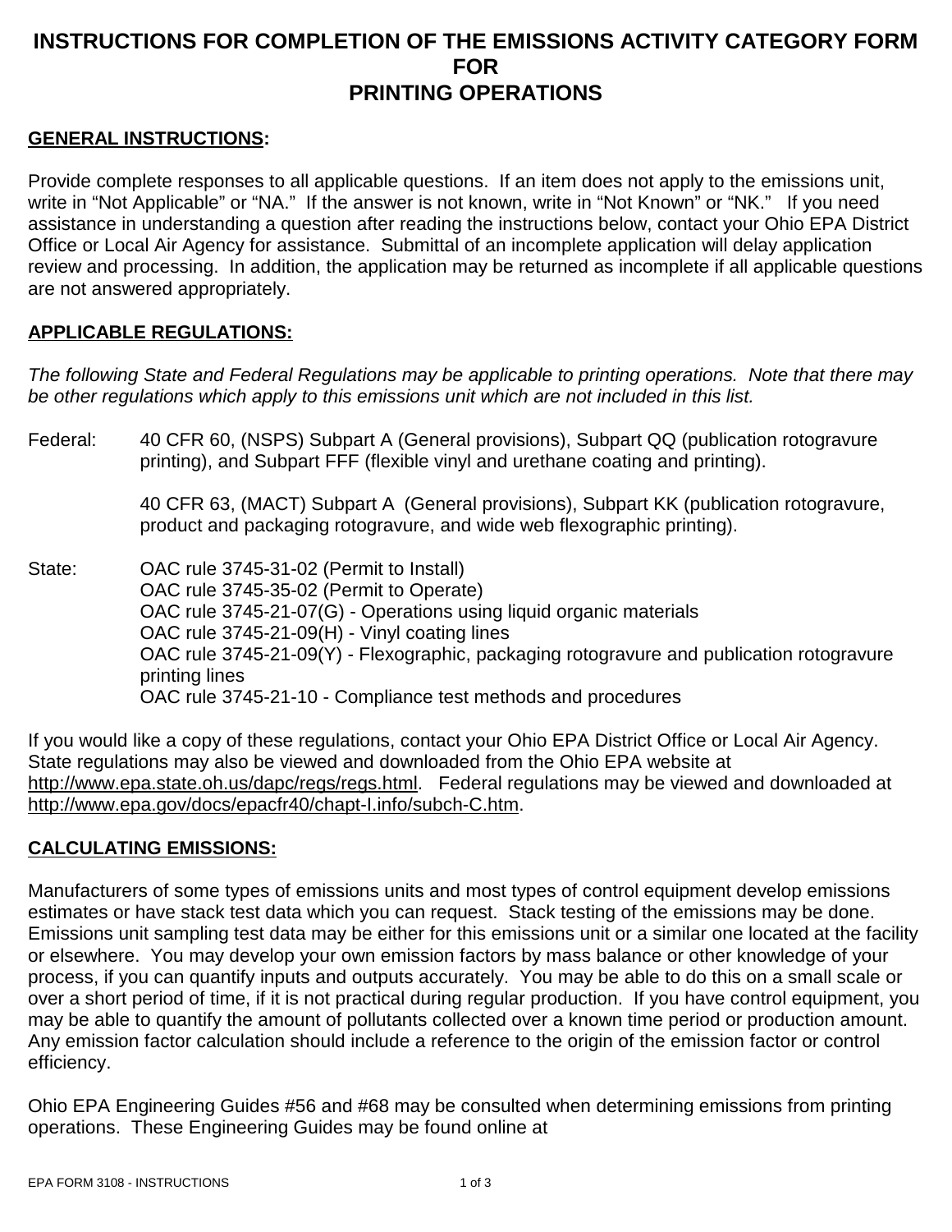# INSTRUCTIONS FOR COMPLETION OF THE EMISSIONS ACTIVITY CATEGORY FORM FOR PRINTING OPERATIONS

**GENERAL INSTRUCTIONS:**

Provide complete responses to all applicable questions. If an item does not apply to the emissions unit, write in "Not Applicable" or "NA." If the answer is not known, write in "Not Known" or "NK." If you need assistance in understanding a question after reading the instructions below, contact your Ohio EPA District Office or Local Air Agency for assistance. Submittal of an incomplete application will delay application review and processing. In addition, the application may be returned as incomplete if all applicable questions are not answered appropriately.

**APPLICABLE REGULATIONS:**

*The following State and Federal Regulations may be applicable to printing operations. Note that there may be other regulations which apply to this emissions unit which are not included in this list.*

Federal: 40 CFR 60, (NSPS) Subpart A (General provisions), Subpart QQ (publication rotogravure printing), and Subpart FFF (flexible vinyl and urethane coating and printing).

40 CFR 63, (MACT) Subpart A (General provisions), Subpart KK (publication rotogravure, product and packaging rotogravure, and wide web flexographic printing).

State: OAC rule 3745-31-02 (Permit to Install)
OAC rule 3745-35-02 (Permit to Operate)
OAC rule 3745-21-07(G) - Operations using liquid organic materials
OAC rule 3745-21-09(H) - Vinyl coating lines
OAC rule 3745-21-09(Y) - Flexographic, packaging rotogravure and publication rotogravure printing lines
OAC rule 3745-21-10 - Compliance test methods and procedures

If you would like a copy of these regulations, contact your Ohio EPA District Office or Local Air Agency. State regulations may also be viewed and downloaded from the Ohio EPA website at http://www.epa.state.oh.us/dapc/regs/regs.html. Federal regulations may be viewed and downloaded at http://www.epa.gov/docs/epacfr40/chapt-I.info/subch-C.htm.

**CALCULATING EMISSIONS:**

Manufacturers of some types of emissions units and most types of control equipment develop emissions estimates or have stack test data which you can request. Stack testing of the emissions may be done. Emissions unit sampling test data may be either for this emissions unit or a similar one located at the facility or elsewhere. You may develop your own emission factors by mass balance or other knowledge of your process, if you can quantify inputs and outputs accurately. You may be able to do this on a small scale or over a short period of time, if it is not practical during regular production. If you have control equipment, you may be able to quantify the amount of pollutants collected over a known time period or production amount. Any emission factor calculation should include a reference to the origin of the emission factor or control efficiency.

Ohio EPA Engineering Guides #56 and #68 may be consulted when determining emissions from printing operations. These Engineering Guides may be found online at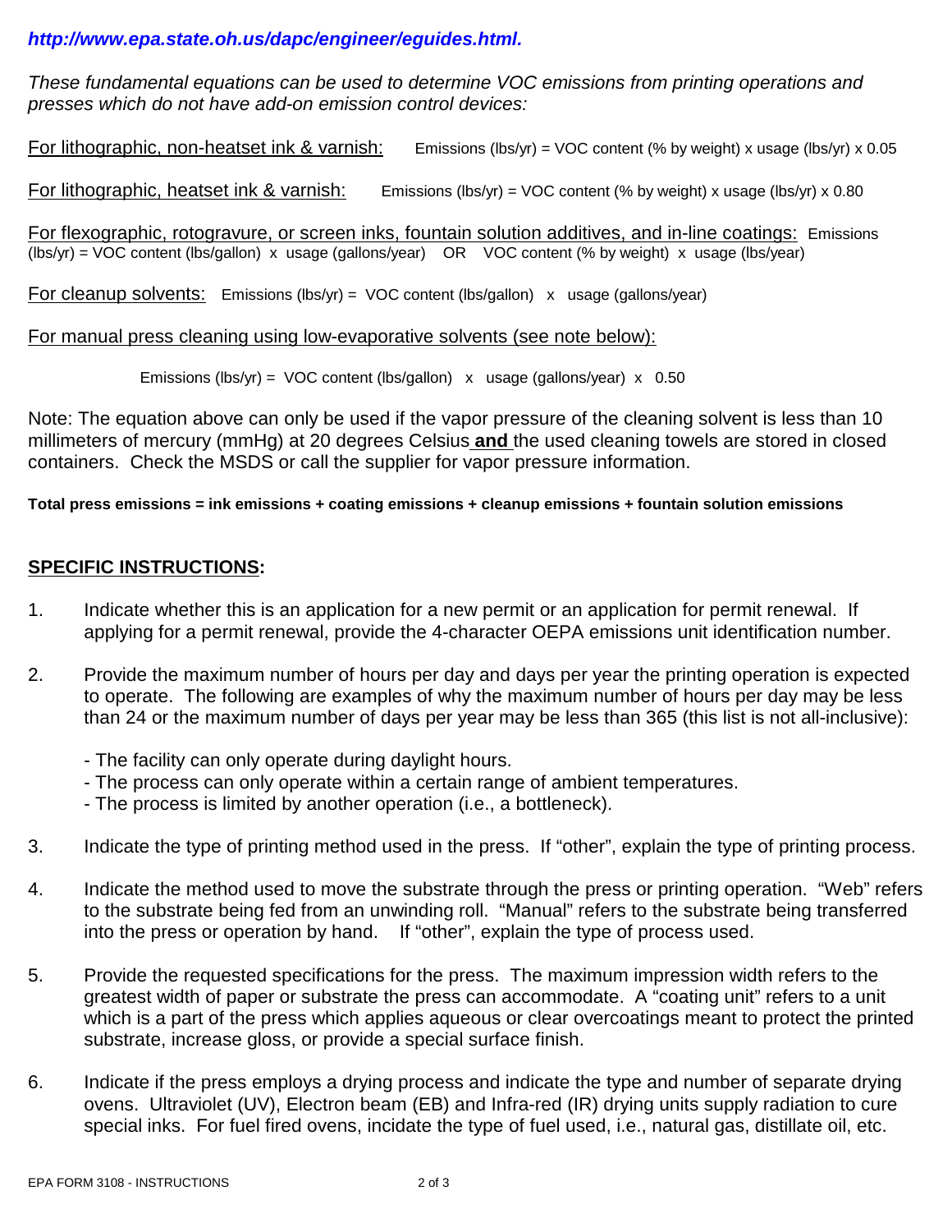***http://www.epa.state.oh.us/dapc/engineer/eguides.html.***

*These fundamental equations can be used to determine VOC emissions from printing operations and presses which do not have add-on emission control devices:*

For lithographic, non-heatset ink & varnish: Emissions (lbs/yr) = VOC content (% by weight) x usage (lbs/yr) x 0.05

For lithographic, heatset ink & varnish: Emissions (lbs/yr) = VOC content (% by weight) x usage (lbs/yr) x 0.80

For flexographic, rotogravure, or screen inks, fountain solution additives, and in-line coatings: Emissions (lbs/yr) = VOC content (lbs/gallon) x usage (gallons/year) OR VOC content (% by weight) x usage (lbs/year)

For cleanup solvents: Emissions (lbs/yr) = VOC content (lbs/gallon) x usage (gallons/year)

For manual press cleaning using low-evaporative solvents (see note below):

Emissions (lbs/yr) = VOC content (lbs/gallon) x usage (gallons/year) x 0.50

Note: The equation above can only be used if the vapor pressure of the cleaning solvent is less than 10 millimeters of mercury (mmHg) at 20 degrees Celsius **and** the used cleaning towels are stored in closed containers. Check the MSDS or call the supplier for vapor pressure information.

**Total press emissions = ink emissions + coating emissions + cleanup emissions + fountain solution emissions**

## SPECIFIC INSTRUCTIONS:

1. Indicate whether this is an application for a new permit or an application for permit renewal. If applying for a permit renewal, provide the 4-character OEPA emissions unit identification number.

2. Provide the maximum number of hours per day and days per year the printing operation is expected to operate. The following are examples of why the maximum number of hours per day may be less than 24 or the maximum number of days per year may be less than 365 (this list is not all-inclusive):

   - The facility can only operate during daylight hours.
   - The process can only operate within a certain range of ambient temperatures.
   - The process is limited by another operation (i.e., a bottleneck).

3. Indicate the type of printing method used in the press. If "other", explain the type of printing process.

4. Indicate the method used to move the substrate through the press or printing operation. "Web" refers to the substrate being fed from an unwinding roll. "Manual" refers to the substrate being transferred into the press or operation by hand. If "other", explain the type of process used.

5. Provide the requested specifications for the press. The maximum impression width refers to the greatest width of paper or substrate the press can accommodate. A "coating unit" refers to a unit which is a part of the press which applies aqueous or clear overcoatings meant to protect the printed substrate, increase gloss, or provide a special surface finish.

6. Indicate if the press employs a drying process and indicate the type and number of separate drying ovens. Ultraviolet (UV), Electron beam (EB) and Infra-red (IR) drying units supply radiation to cure special inks. For fuel fired ovens, incidate the type of fuel used, i.e., natural gas, distillate oil, etc.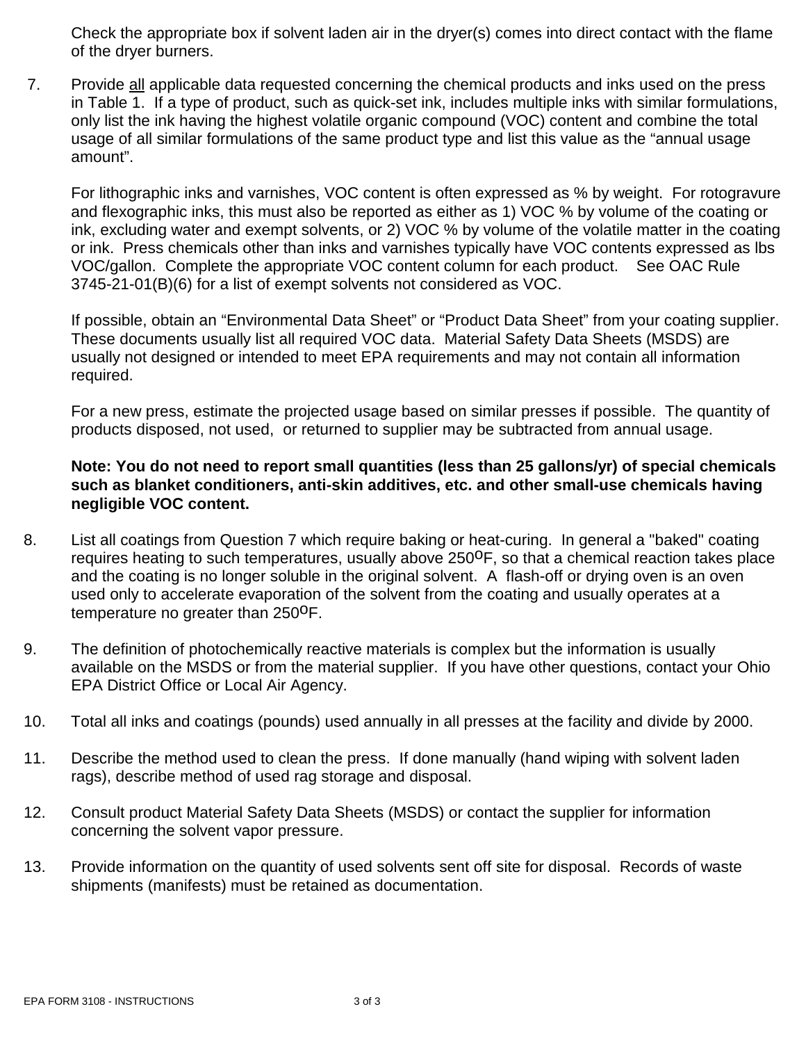Check the appropriate box if solvent laden air in the dryer(s) comes into direct contact with the flame of the dryer burners.

7. Provide all applicable data requested concerning the chemical products and inks used on the press in Table 1. If a type of product, such as quick-set ink, includes multiple inks with similar formulations, only list the ink having the highest volatile organic compound (VOC) content and combine the total usage of all similar formulations of the same product type and list this value as the "annual usage amount".

   For lithographic inks and varnishes, VOC content is often expressed as % by weight. For rotogravure and flexographic inks, this must also be reported as either as 1) VOC % by volume of the coating or ink, excluding water and exempt solvents, or 2) VOC % by volume of the volatile matter in the coating or ink. Press chemicals other than inks and varnishes typically have VOC contents expressed as lbs VOC/gallon. Complete the appropriate VOC content column for each product. See OAC Rule 3745-21-01(B)(6) for a list of exempt solvents not considered as VOC.

   If possible, obtain an "Environmental Data Sheet" or "Product Data Sheet" from your coating supplier. These documents usually list all required VOC data. Material Safety Data Sheets (MSDS) are usually not designed or intended to meet EPA requirements and may not contain all information required.

   For a new press, estimate the projected usage based on similar presses if possible. The quantity of products disposed, not used, or returned to supplier may be subtracted from annual usage.

   **Note: You do not need to report small quantities (less than 25 gallons/yr) of special chemicals such as blanket conditioners, anti-skin additives, etc. and other small-use chemicals having negligible VOC content.**

8. List all coatings from Question 7 which require baking or heat-curing. In general a "baked" coating requires heating to such temperatures, usually above 250$^{o}$F, so that a chemical reaction takes place and the coating is no longer soluble in the original solvent. A flash-off or drying oven is an oven used only to accelerate evaporation of the solvent from the coating and usually operates at a temperature no greater than 250$^{o}$F.

9. The definition of photochemically reactive materials is complex but the information is usually available on the MSDS or from the material supplier. If you have other questions, contact your Ohio EPA District Office or Local Air Agency.

10. Total all inks and coatings (pounds) used annually in all presses at the facility and divide by 2000.

11. Describe the method used to clean the press. If done manually (hand wiping with solvent laden rags), describe method of used rag storage and disposal.

12. Consult product Material Safety Data Sheets (MSDS) or contact the supplier for information concerning the solvent vapor pressure.

13. Provide information on the quantity of used solvents sent off site for disposal. Records of waste shipments (manifests) must be retained as documentation.

EPA FORM 3108 - INSTRUCTIONS